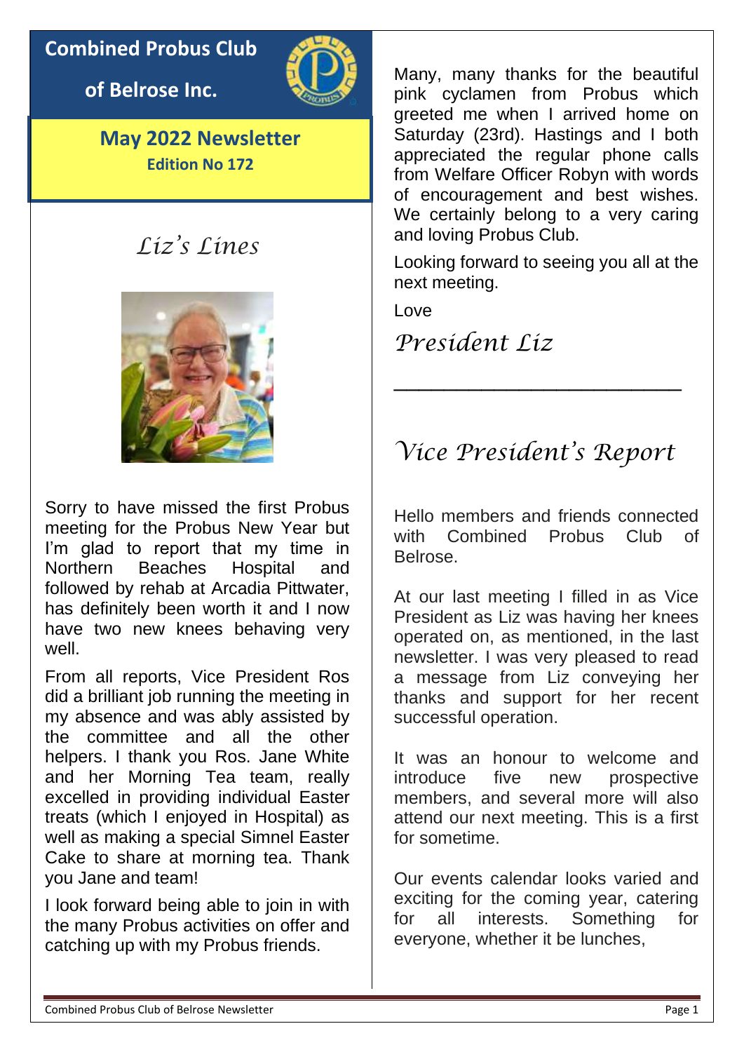# Combined Probus Club of Belrose Inc.

**May 2022 Newsletter**

**Edition No 172**

## *Liz's Lines*

Sorry to have missed the first Probus meeting for the Probus New Year but I'm glad to report that my time in Northern Beaches Hospital and followed by rehab at Arcadia Pittwater, has definitely been worth it and I now have two new knees behaving very well.

From all reports, Vice President Ros did a brilliant job running the meeting in my absence and was ably assisted by the committee and all the other helpers. I thank you Ros. Jane White and her Morning Tea team, really excelled in providing individual Easter treats (which I enjoyed in Hospital) as well as making a special Simnel Easter Cake to share at morning tea. Thank you Jane and team!

I look forward being able to join in with the many Probus activities on offer and catching up with my Probus friends.

Many, many thanks for the beautiful pink cyclamen from Probus which greeted me when I arrived home on Saturday (23rd). Hastings and I both appreciated the regular phone calls from Welfare Officer Robyn with words of encouragement and best wishes. We certainly belong to a very caring and loving Probus Club.

Looking forward to seeing you all at the next meeting.

Love

*President Liz*

---

## *Vice President's Report*

Hello members and friends connected with Combined Probus Club of Belrose.

At our last meeting I filled in as Vice President as Liz was having her knees operated on, as mentioned, in the last newsletter. I was very pleased to read a message from Liz conveying her thanks and support for her recent successful operation.

It was an honour to welcome and introduce five new prospective members, and several more will also attend our next meeting. This is a first for sometime.

Our events calendar looks varied and exciting for the coming year, catering for all interests. Something for everyone, whether it be lunches,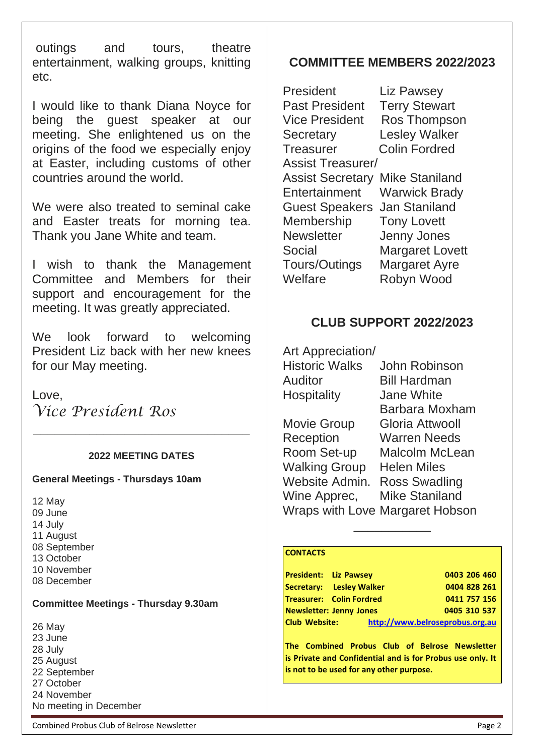outings and tours, theatre entertainment, walking groups, knitting etc.

I would like to thank Diana Noyce for being the guest speaker at our meeting. She enlightened us on the origins of the food we especially enjoy at Easter, including customs of other countries around the world.

We were also treated to seminal cake and Easter treats for morning tea. Thank you Jane White and team.

I wish to thank the Management Committee and Members for their support and encouragement for the meeting. It was greatly appreciated.

We look forward to welcoming President Liz back with her new knees for our May meeting.

Love,
*Vice President Ros*

---

### 2022 MEETING DATES

**General Meetings - Thursdays 10am**

12 May
09 June
14 July
11 August
08 September
13 October
10 November
08 December

**Committee Meetings - Thursday 9.30am**

26 May
23 June
28 July
25 August
22 September
27 October
24 November
No meeting in December

## COMMITTEE MEMBERS 2022/2023

| | |
|---|---|
| President | Liz Pawsey |
| Past President | Terry Stewart |
| Vice President | Ros Thompson |
| Secretary | Lesley Walker |
| Treasurer | Colin Fordred |
| Assist Treasurer/ Assist Secretary | Mike Staniland |
| Entertainment | Warwick Brady |
| Guest Speakers | Jan Staniland |
| Membership | Tony Lovett |
| Newsletter | Jenny Jones |
| Social | Margaret Lovett |
| Tours/Outings | Margaret Ayre |
| Welfare | Robyn Wood |

## CLUB SUPPORT 2022/2023

| | |
|---|---|
| Art Appreciation/ Historic Walks | John Robinson |
| Auditor | Bill Hardman |
| Hospitality | Jane White<br>Barbara Moxham |
| Movie Group | Gloria Attwooll |
| Reception | Warren Needs |
| Room Set-up | Malcolm McLean |
| Walking Group | Helen Miles |
| Website Admin. | Ross Swadling |
| Wine Apprec, | Mike Staniland |
| Wraps with Love | Margaret Hobson |

---

**CONTACTS**

| | |
|---|---|
| **President: Liz Pawsey** | **0403 206 460** |
| **Secretary: Lesley Walker** | **0404 828 261** |
| **Treasurer: Colin Fordred** | **0411 757 156** |
| **Newsletter: Jenny Jones** | **0405 310 537** |
| **Club Website:** | **http://www.belroseprobus.org.au** |

**The Combined Probus Club of Belrose Newsletter is Private and Confidential and is for Probus use only. It is not to be used for any other purpose.**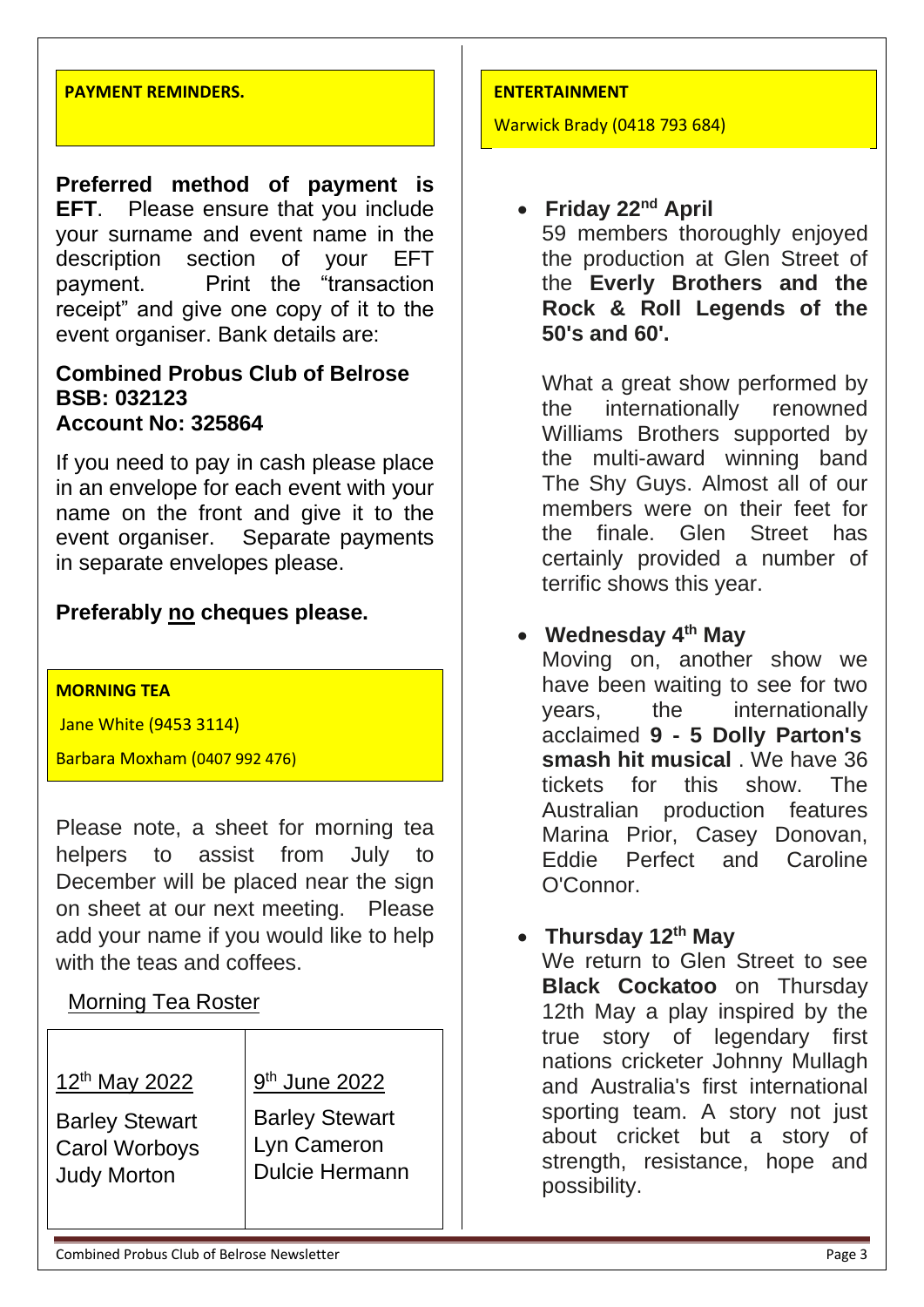## PAYMENT REMINDERS.

**Preferred method of payment is EFT**. Please ensure that you include your surname and event name in the description section of your EFT payment. Print the "transaction receipt" and give one copy of it to the event organiser. Bank details are:

**Combined Probus Club of Belrose**
**BSB: 032123**
**Account No: 325864**

If you need to pay in cash please place in an envelope for each event with your name on the front and give it to the event organiser. Separate payments in separate envelopes please.

**Preferably no cheques please.**

## MORNING TEA

Jane White (9453 3114)

Barbara Moxham (0407 992 476)

Please note, a sheet for morning tea helpers to assist from July to December will be placed near the sign on sheet at our next meeting. Please add your name if you would like to help with the teas and coffees.

Morning Tea Roster

| 12th May 2022 | 9th June 2022 |
|---|---|
| Barley Stewart<br>Carol Worboys<br>Judy Morton | Barley Stewart<br>Lyn Cameron<br>Dulcie Hermann |

## ENTERTAINMENT

Warwick Brady (0418 793 684)

- **Friday 22nd April**
  59 members thoroughly enjoyed the production at Glen Street of the **Everly Brothers and the Rock & Roll Legends of the 50's and 60'.**

  What a great show performed by the internationally renowned Williams Brothers supported by the multi-award winning band The Shy Guys. Almost all of our members were on their feet for the finale. Glen Street has certainly provided a number of terrific shows this year.

- **Wednesday 4th May**
  Moving on, another show we have been waiting to see for two years, the internationally acclaimed **9 - 5 Dolly Parton's smash hit musical** . We have 36 tickets for this show. The Australian production features Marina Prior, Casey Donovan, Eddie Perfect and Caroline O'Connor.

- **Thursday 12th May**
  We return to Glen Street to see **Black Cockatoo** on Thursday 12th May a play inspired by the true story of legendary first nations cricketer Johnny Mullagh and Australia's first international sporting team. A story not just about cricket but a story of strength, resistance, hope and possibility.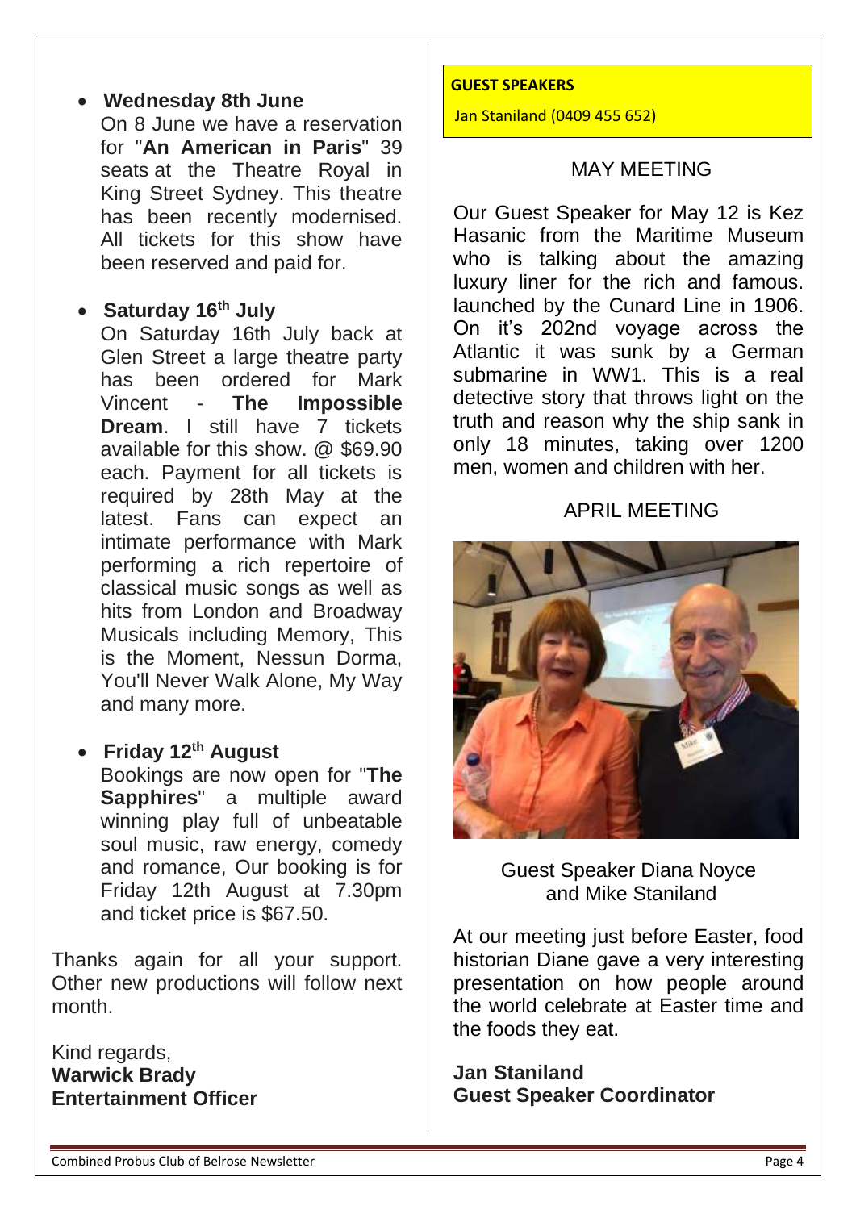- **Wednesday 8th June**
  On 8 June we have a reservation for "**An American in Paris**" 39 seats at the Theatre Royal in King Street Sydney. This theatre has been recently modernised. All tickets for this show have been reserved and paid for.

- **Saturday 16th July**
  On Saturday 16th July back at Glen Street a large theatre party has been ordered for Mark Vincent - **The Impossible Dream**. I still have 7 tickets available for this show. @ $69.90 each. Payment for all tickets is required by 28th May at the latest. Fans can expect an intimate performance with Mark performing a rich repertoire of classical music songs as well as hits from London and Broadway Musicals including Memory, This is the Moment, Nessun Dorma, You'll Never Walk Alone, My Way and many more.

- **Friday 12th August**
  Bookings are now open for "**The Sapphires**" a multiple award winning play full of unbeatable soul music, raw energy, comedy and romance, Our booking is for Friday 12th August at 7.30pm and ticket price is $67.50.

Thanks again for all your support. Other new productions will follow next month.

Kind regards,
**Warwick Brady**
**Entertainment Officer**

**GUEST SPEAKERS**

Jan Staniland (0409 455 652)

## MAY MEETING

Our Guest Speaker for May 12 is Kez Hasanic from the Maritime Museum who is talking about the amazing luxury liner for the rich and famous. launched by the Cunard Line in 1906. On it's 202nd voyage across the Atlantic it was sunk by a German submarine in WW1. This is a real detective story that throws light on the truth and reason why the ship sank in only 18 minutes, taking over 1200 men, women and children with her.

## APRIL MEETING

Guest Speaker Diana Noyce and Mike Staniland

At our meeting just before Easter, food historian Diane gave a very interesting presentation on how people around the world celebrate at Easter time and the foods they eat.

**Jan Staniland**
**Guest Speaker Coordinator**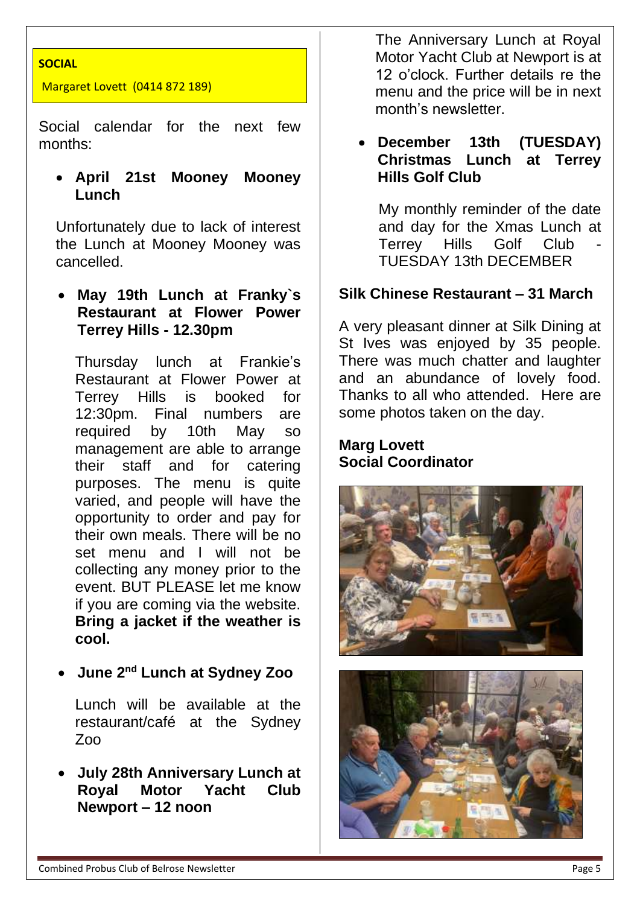**SOCIAL**

Margaret Lovett (0414 872 189)

Social calendar for the next few months:

- **April 21st Mooney Mooney Lunch**

Unfortunately due to lack of interest the Lunch at Mooney Mooney was cancelled.

- **May 19th Lunch at Franky`s Restaurant at Flower Power Terrey Hills - 12.30pm**

Thursday lunch at Frankie's Restaurant at Flower Power at Terrey Hills is booked for 12:30pm. Final numbers are required by 10th May so management are able to arrange their staff and for catering purposes. The menu is quite varied, and people will have the opportunity to order and pay for their own meals. There will be no set menu and I will not be collecting any money prior to the event. BUT PLEASE let me know if you are coming via the website. **Bring a jacket if the weather is cool.**

- **June 2nd Lunch at Sydney Zoo**

Lunch will be available at the restaurant/café at the Sydney Zoo

- **July 28th Anniversary Lunch at Royal Motor Yacht Club Newport – 12 noon**

The Anniversary Lunch at Royal Motor Yacht Club at Newport is at 12 o'clock. Further details re the menu and the price will be in next month's newsletter.

- **December 13th (TUESDAY) Christmas Lunch at Terrey Hills Golf Club**

My monthly reminder of the date and day for the Xmas Lunch at Terrey Hills Golf Club - TUESDAY 13th DECEMBER

**Silk Chinese Restaurant – 31 March**

A very pleasant dinner at Silk Dining at St Ives was enjoyed by 35 people. There was much chatter and laughter and an abundance of lovely food. Thanks to all who attended. Here are some photos taken on the day.

**Marg Lovett**
**Social Coordinator**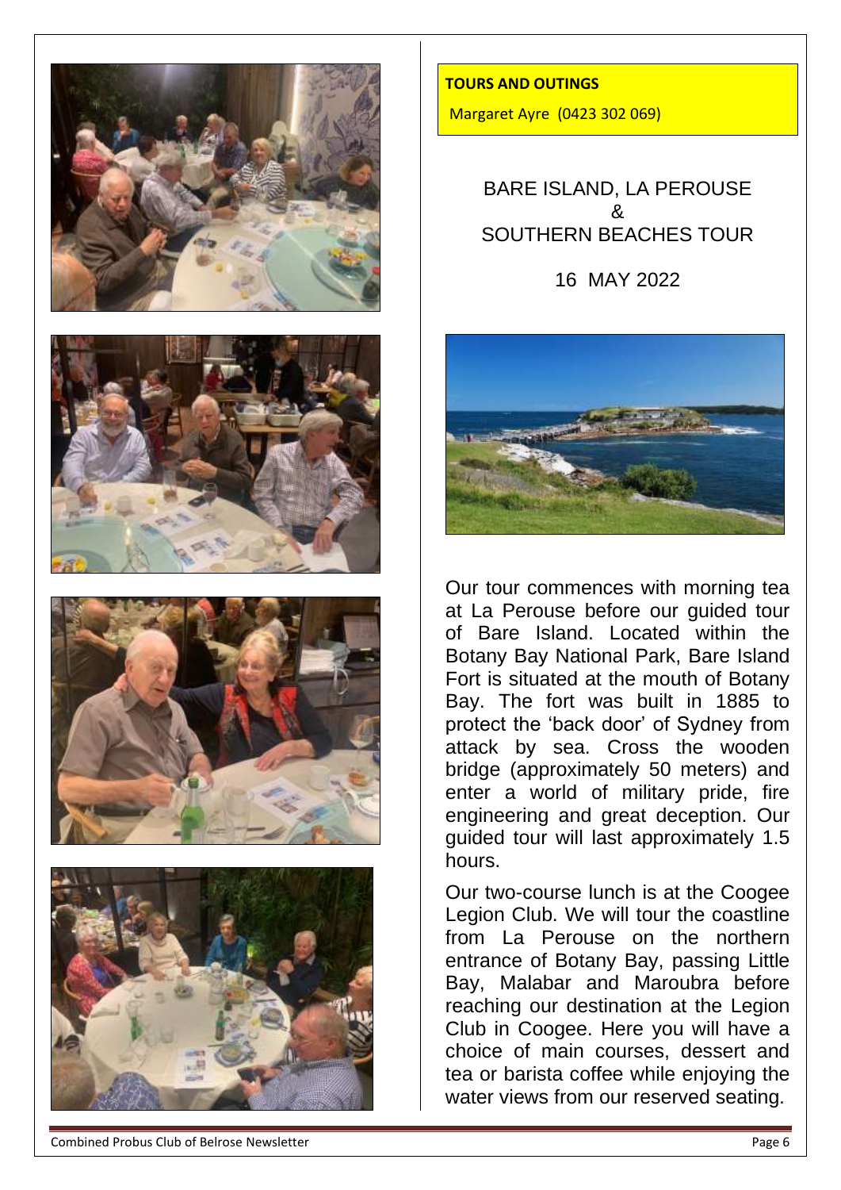**TOURS AND OUTINGS**

Margaret Ayre (0423 302 069)

## BARE ISLAND, LA PEROUSE & SOUTHERN BEACHES TOUR

16 MAY 2022

Our tour commences with morning tea at La Perouse before our guided tour of Bare Island. Located within the Botany Bay National Park, Bare Island Fort is situated at the mouth of Botany Bay. The fort was built in 1885 to protect the 'back door' of Sydney from attack by sea. Cross the wooden bridge (approximately 50 meters) and enter a world of military pride, fire engineering and great deception. Our guided tour will last approximately 1.5 hours.

Our two-course lunch is at the Coogee Legion Club. We will tour the coastline from La Perouse on the northern entrance of Botany Bay, passing Little Bay, Malabar and Maroubra before reaching our destination at the Legion Club in Coogee. Here you will have a choice of main courses, dessert and tea or barista coffee while enjoying the water views from our reserved seating.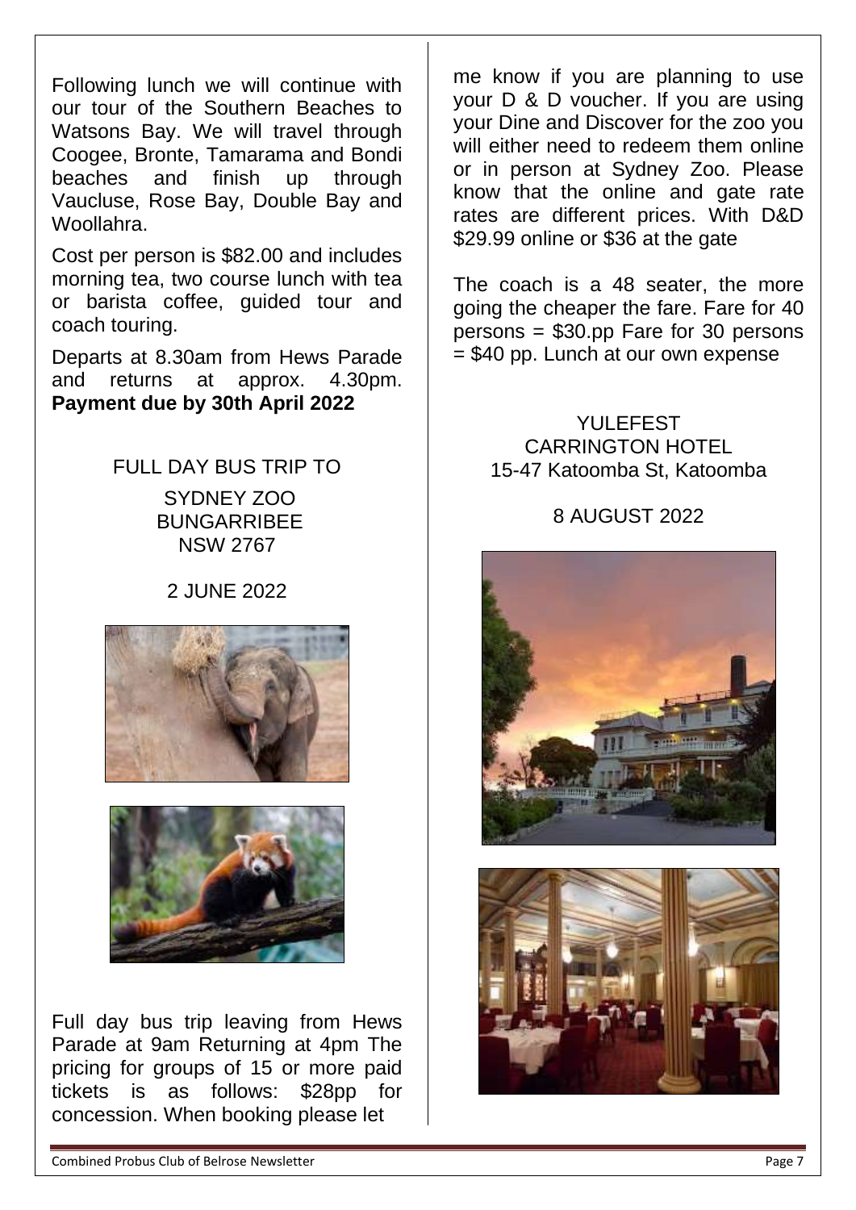Following lunch we will continue with our tour of the Southern Beaches to Watsons Bay. We will travel through Coogee, Bronte, Tamarama and Bondi beaches and finish up through Vaucluse, Rose Bay, Double Bay and Woollahra.

Cost per person is $82.00 and includes morning tea, two course lunch with tea or barista coffee, guided tour and coach touring.

Departs at 8.30am from Hews Parade and returns at approx. 4.30pm. **Payment due by 30th April 2022**

FULL DAY BUS TRIP TO

SYDNEY ZOO
BUNGARRIBEE
NSW 2767

2 JUNE 2022

Full day bus trip leaving from Hews Parade at 9am Returning at 4pm The pricing for groups of 15 or more paid tickets is as follows: $28pp for concession. When booking please let me know if you are planning to use your D & D voucher. If you are using your Dine and Discover for the zoo you will either need to redeem them online or in person at Sydney Zoo. Please know that the online and gate rate rates are different prices. With D&D $29.99 online or $36 at the gate

The coach is a 48 seater, the more going the cheaper the fare. Fare for 40 persons = $30.pp Fare for 30 persons = $40 pp. Lunch at our own expense

YULEFEST
CARRINGTON HOTEL
15-47 Katoomba St, Katoomba

8 AUGUST 2022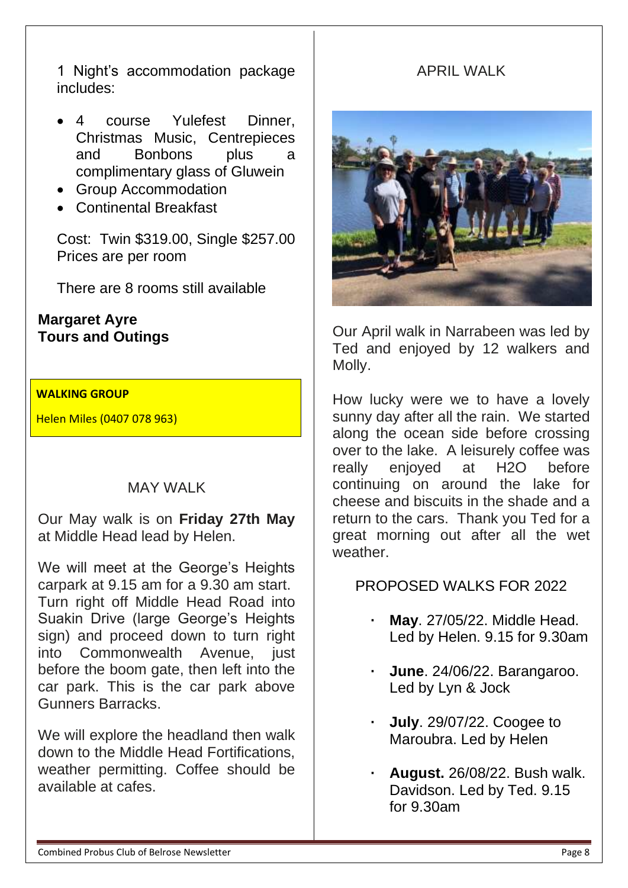1 Night's accommodation package includes:

- 4 course Yulefest Dinner, Christmas Music, Centrepieces and Bonbons plus a complimentary glass of Gluwein
- Group Accommodation
- Continental Breakfast

Cost: Twin $319.00, Single $257.00
Prices are per room

There are 8 rooms still available

**Margaret Ayre**
**Tours and Outings**

**WALKING GROUP**

Helen Miles (0407 078 963)

## MAY WALK

Our May walk is on **Friday 27th May** at Middle Head lead by Helen.

We will meet at the George's Heights carpark at 9.15 am for a 9.30 am start. Turn right off Middle Head Road into Suakin Drive (large George's Heights sign) and proceed down to turn right into Commonwealth Avenue, just before the boom gate, then left into the car park. This is the car park above Gunners Barracks.

We will explore the headland then walk down to the Middle Head Fortifications, weather permitting. Coffee should be available at cafes.

## APRIL WALK

Our April walk in Narrabeen was led by Ted and enjoyed by 12 walkers and Molly.

How lucky were we to have a lovely sunny day after all the rain. We started along the ocean side before crossing over to the lake. A leisurely coffee was really enjoyed at H2O before continuing on around the lake for cheese and biscuits in the shade and a return to the cars. Thank you Ted for a great morning out after all the wet weather.

## PROPOSED WALKS FOR 2022

- **May**. 27/05/22. Middle Head. Led by Helen. 9.15 for 9.30am
- **June**. 24/06/22. Barangaroo. Led by Lyn & Jock
- **July**. 29/07/22. Coogee to Maroubra. Led by Helen
- **August.** 26/08/22. Bush walk. Davidson. Led by Ted. 9.15 for 9.30am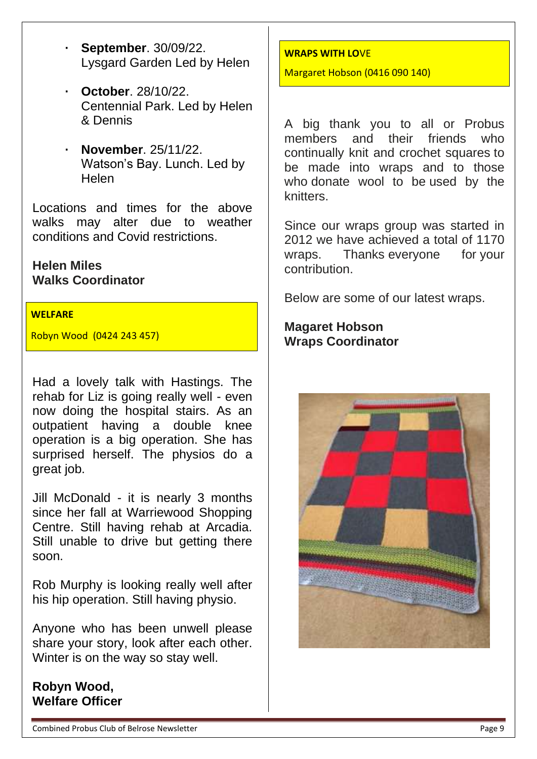- **September**. 30/09/22. Lysgard Garden Led by Helen
- **October**. 28/10/22. Centennial Park. Led by Helen & Dennis
- **November**. 25/11/22. Watson's Bay. Lunch. Led by Helen

Locations and times for the above walks may alter due to weather conditions and Covid restrictions.

**Helen Miles**
**Walks Coordinator**

## WELFARE

Robyn Wood (0424 243 457)

Had a lovely talk with Hastings. The rehab for Liz is going really well - even now doing the hospital stairs. As an outpatient having a double knee operation is a big operation. She has surprised herself. The physios do a great job.

Jill McDonald - it is nearly 3 months since her fall at Warriewood Shopping Centre. Still having rehab at Arcadia. Still unable to drive but getting there soon.

Rob Murphy is looking really well after his hip operation. Still having physio.

Anyone who has been unwell please share your story, look after each other. Winter is on the way so stay well.

**Robyn Wood,**
**Welfare Officer**

## WRAPS WITH LOVE

Margaret Hobson (0416 090 140)

A big thank you to all or Probus members and their friends who continually knit and crochet squares to be made into wraps and to those who donate wool to be used by the knitters.

Since our wraps group was started in 2012 we have achieved a total of 1170 wraps. Thanks everyone for your contribution.

Below are some of our latest wraps.

**Magaret Hobson**
**Wraps Coordinator**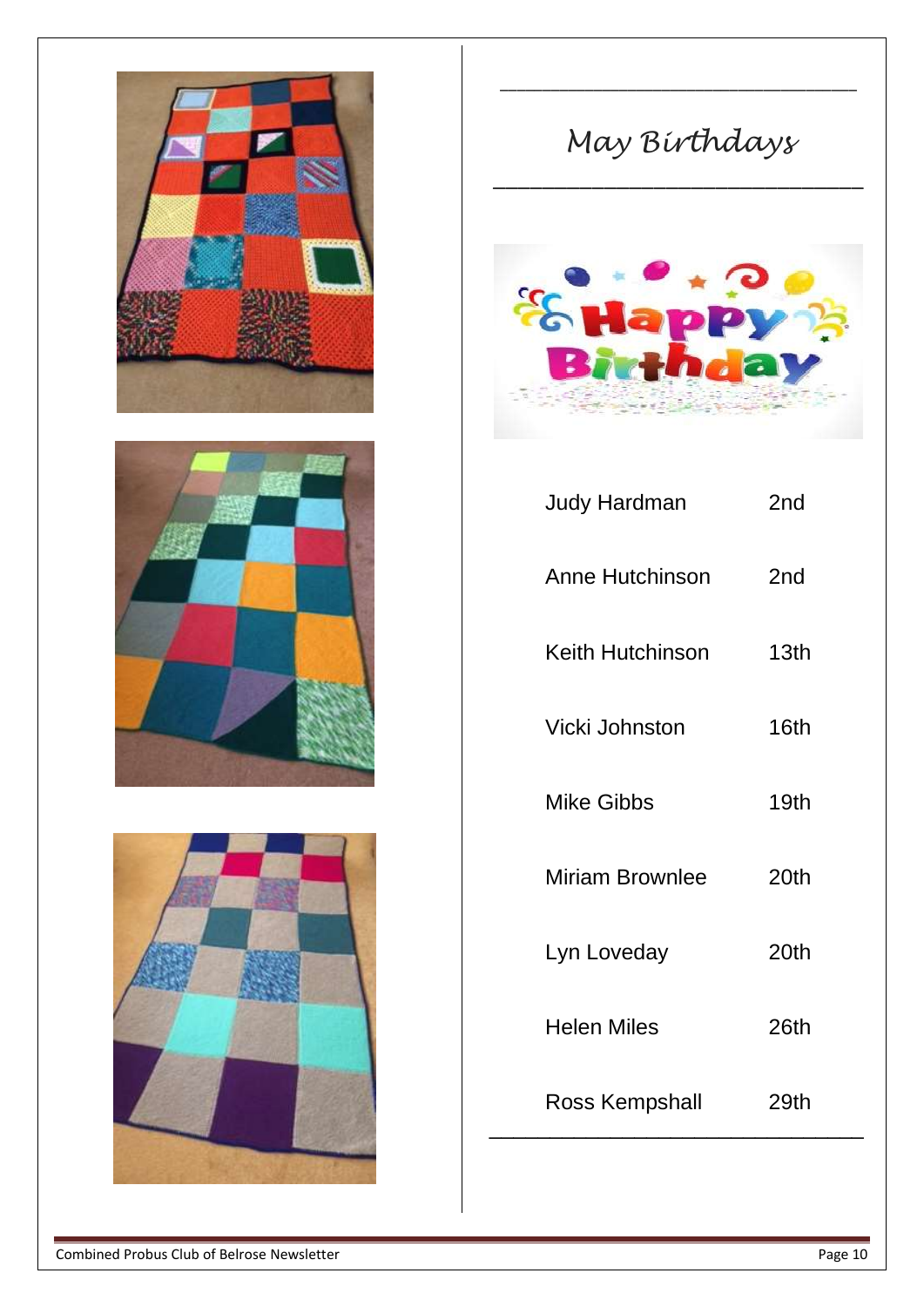## May Birthdays

| | |
|---|---|
| Judy Hardman | 2nd |
| Anne Hutchinson | 2nd |
| Keith Hutchinson | 13th |
| Vicki Johnston | 16th |
| Mike Gibbs | 19th |
| Miriam Brownlee | 20th |
| Lyn Loveday | 20th |
| Helen Miles | 26th |
| Ross Kempshall | 29th |